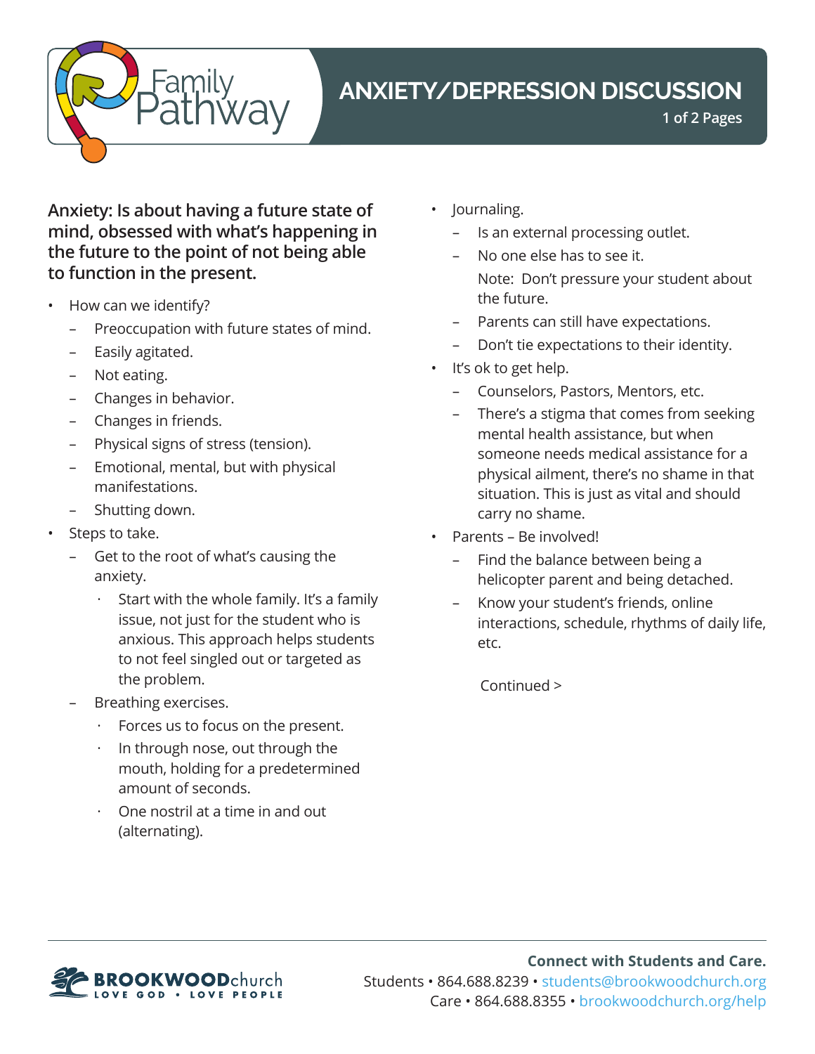# ANXIETY/DEPRESSION DISCUSSION

Family Pathway

**Anxiety: Is about having a future state of mind, obsessed with what's happening in the future to the point of not being able to function in the present.**

- How can we identify?
  - Preoccupation with future states of mind.
  - Easily agitated.
  - Not eating.
  - Changes in behavior.
  - Changes in friends.
  - Physical signs of stress (tension).
  - Emotional, mental, but with physical manifestations.
  - Shutting down.
- Steps to take.
  - Get to the root of what's causing the anxiety.
    - Start with the whole family. It's a family issue, not just for the student who is anxious. This approach helps students to not feel singled out or targeted as the problem.
  - Breathing exercises.
    - Forces us to focus on the present.
    - In through nose, out through the mouth, holding for a predetermined amount of seconds.
    - One nostril at a time in and out (alternating).
- Journaling.
  - Is an external processing outlet.
  - No one else has to see it.

    Note: Don't pressure your student about the future.
  - Parents can still have expectations.
  - Don't tie expectations to their identity.
- It's ok to get help.
  - Counselors, Pastors, Mentors, etc.
  - There's a stigma that comes from seeking mental health assistance, but when someone needs medical assistance for a physical ailment, there's no shame in that situation. This is just as vital and should carry no shame.
- Parents – Be involved!
  - Find the balance between being a helicopter parent and being detached.
  - Know your student's friends, online interactions, schedule, rhythms of daily life, etc.

Continued >

BROOKWOODchurch
LOVE GOD • LOVE PEOPLE

**Connect with Students and Care.**
Students • 864.688.8239 • students@brookwoodchurch.org
Care • 864.688.8355 • brookwoodchurch.org/help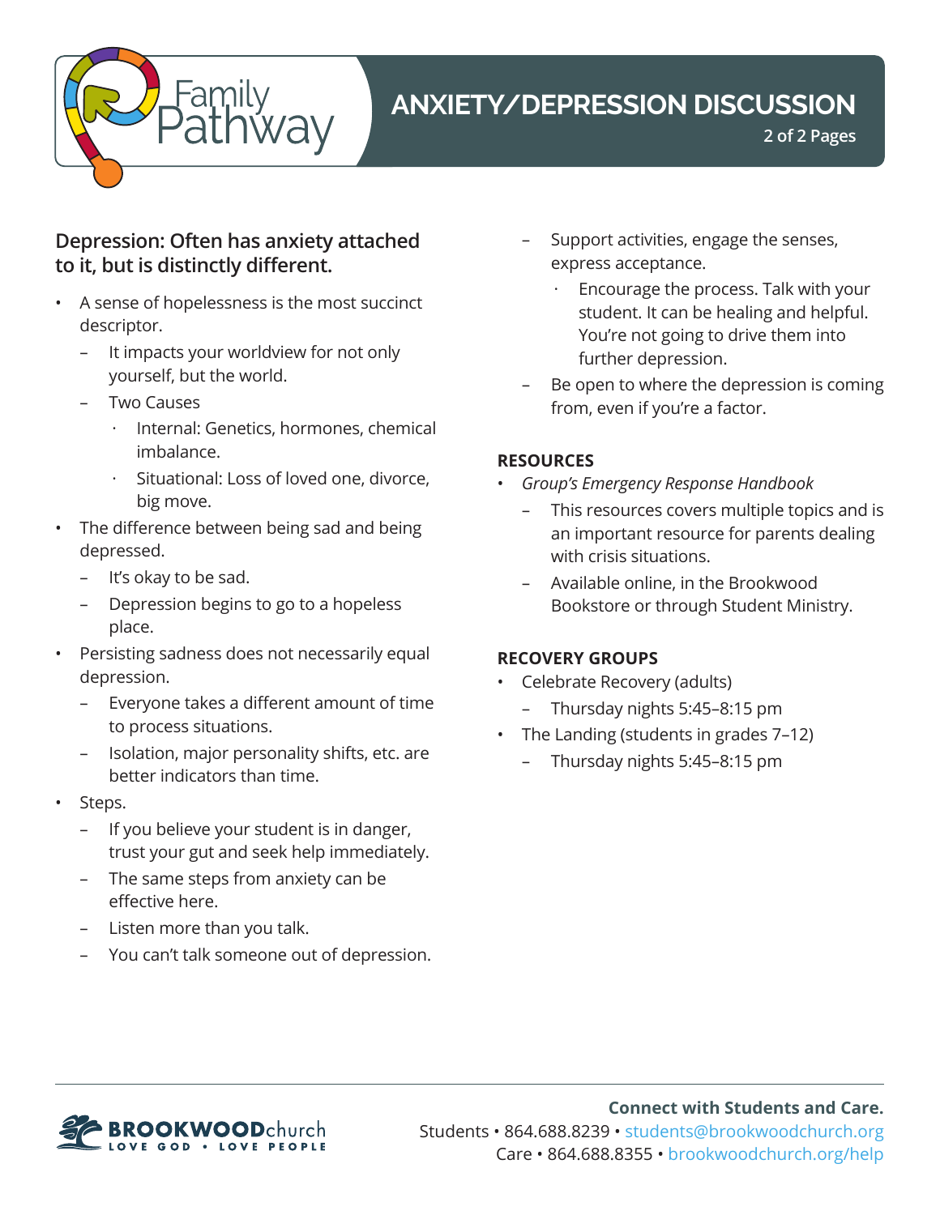# ANXIETY/DEPRESSION DISCUSSION

## Depression: Often has anxiety attached to it, but is distinctly different.

- A sense of hopelessness is the most succinct descriptor.
  - It impacts your worldview for not only yourself, but the world.
  - Two Causes
    - Internal: Genetics, hormones, chemical imbalance.
    - Situational: Loss of loved one, divorce, big move.
- The difference between being sad and being depressed.
  - It's okay to be sad.
  - Depression begins to go to a hopeless place.
- Persisting sadness does not necessarily equal depression.
  - Everyone takes a different amount of time to process situations.
  - Isolation, major personality shifts, etc. are better indicators than time.
- Steps.
  - If you believe your student is in danger, trust your gut and seek help immediately.
  - The same steps from anxiety can be effective here.
  - Listen more than you talk.
  - You can't talk someone out of depression.
  - Support activities, engage the senses, express acceptance.
    - Encourage the process. Talk with your student. It can be healing and helpful. You're not going to drive them into further depression.
  - Be open to where the depression is coming from, even if you're a factor.

### RESOURCES

- *Group's Emergency Response Handbook*
  - This resources covers multiple topics and is an important resource for parents dealing with crisis situations.
  - Available online, in the Brookwood Bookstore or through Student Ministry.

### RECOVERY GROUPS

- Celebrate Recovery (adults)
  - Thursday nights 5:45–8:15 pm
- The Landing (students in grades 7–12)
  - Thursday nights 5:45–8:15 pm

**Connect with Students and Care.**
Students • 864.688.8239 • students@brookwoodchurch.org
Care • 864.688.8355 • brookwoodchurch.org/help